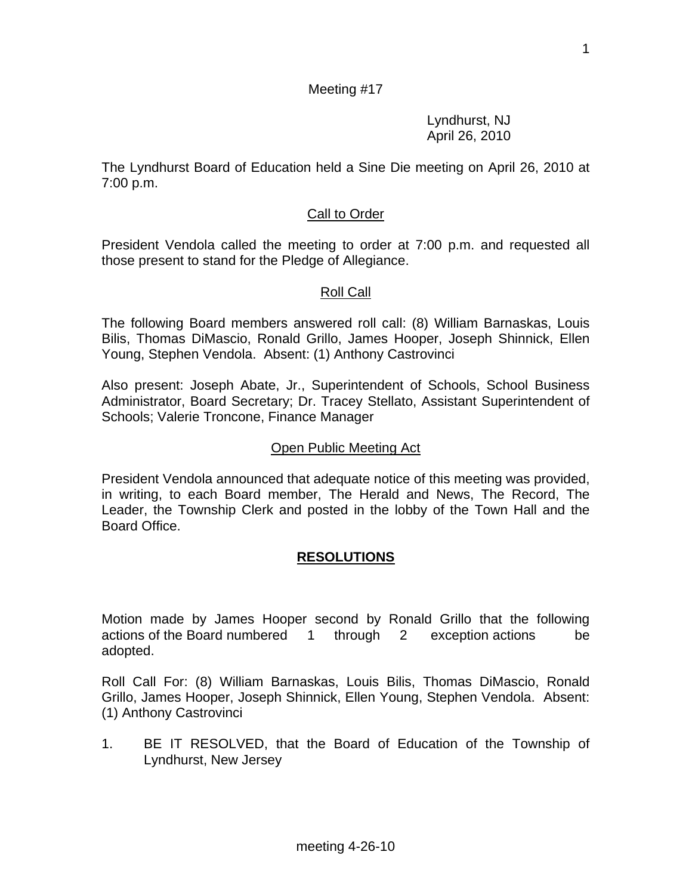Meeting #17

Lyndhurst, NJ
April 26, 2010

The Lyndhurst Board of Education held a Sine Die meeting on April 26, 2010 at 7:00 p.m.

## Call to Order

President Vendola called the meeting to order at 7:00 p.m. and requested all those present to stand for the Pledge of Allegiance.

## Roll Call

The following Board members answered roll call: (8) William Barnaskas, Louis Bilis, Thomas DiMascio, Ronald Grillo, James Hooper, Joseph Shinnick, Ellen Young, Stephen Vendola. Absent: (1) Anthony Castrovinci

Also present: Joseph Abate, Jr., Superintendent of Schools, School Business Administrator, Board Secretary; Dr. Tracey Stellato, Assistant Superintendent of Schools; Valerie Troncone, Finance Manager

## Open Public Meeting Act

President Vendola announced that adequate notice of this meeting was provided, in writing, to each Board member, The Herald and News, The Record, The Leader, the Township Clerk and posted in the lobby of the Town Hall and the Board Office.

## **RESOLUTIONS**

Motion made by James Hooper second by Ronald Grillo that the following actions of the Board numbered 1 through 2 exception actions be adopted.

Roll Call For: (8) William Barnaskas, Louis Bilis, Thomas DiMascio, Ronald Grillo, James Hooper, Joseph Shinnick, Ellen Young, Stephen Vendola. Absent: (1) Anthony Castrovinci

1. BE IT RESOLVED, that the Board of Education of the Township of Lyndhurst, New Jersey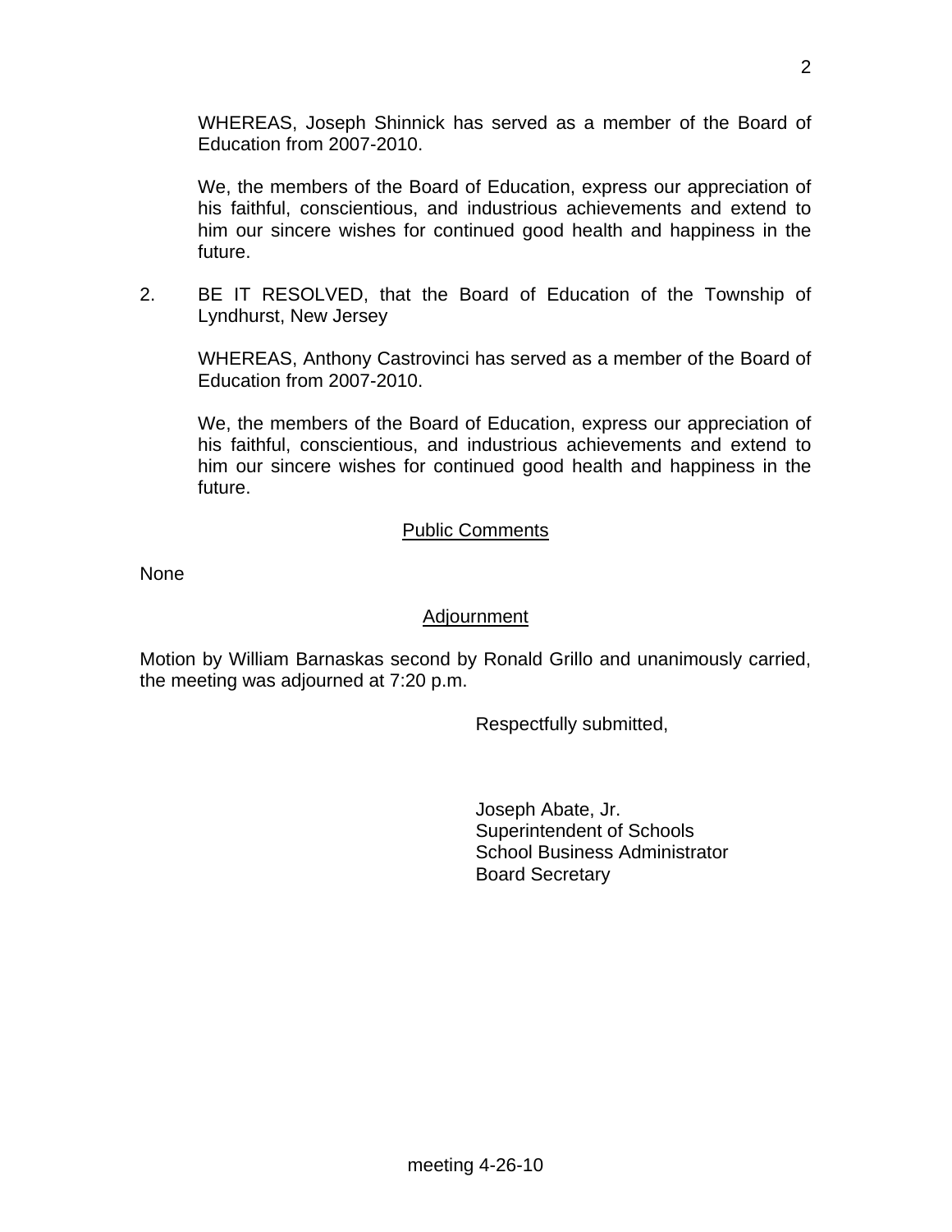WHEREAS, Joseph Shinnick has served as a member of the Board of Education from 2007-2010.

We, the members of the Board of Education, express our appreciation of his faithful, conscientious, and industrious achievements and extend to him our sincere wishes for continued good health and happiness in the future.

2. BE IT RESOLVED, that the Board of Education of the Township of Lyndhurst, New Jersey

   WHEREAS, Anthony Castrovinci has served as a member of the Board of Education from 2007-2010.

   We, the members of the Board of Education, express our appreciation of his faithful, conscientious, and industrious achievements and extend to him our sincere wishes for continued good health and happiness in the future.

## Public Comments

None

## Adjournment

Motion by William Barnaskas second by Ronald Grillo and unanimously carried, the meeting was adjourned at 7:20 p.m.

Respectfully submitted,

Joseph Abate, Jr.
Superintendent of Schools
School Business Administrator
Board Secretary

meeting 4-26-10